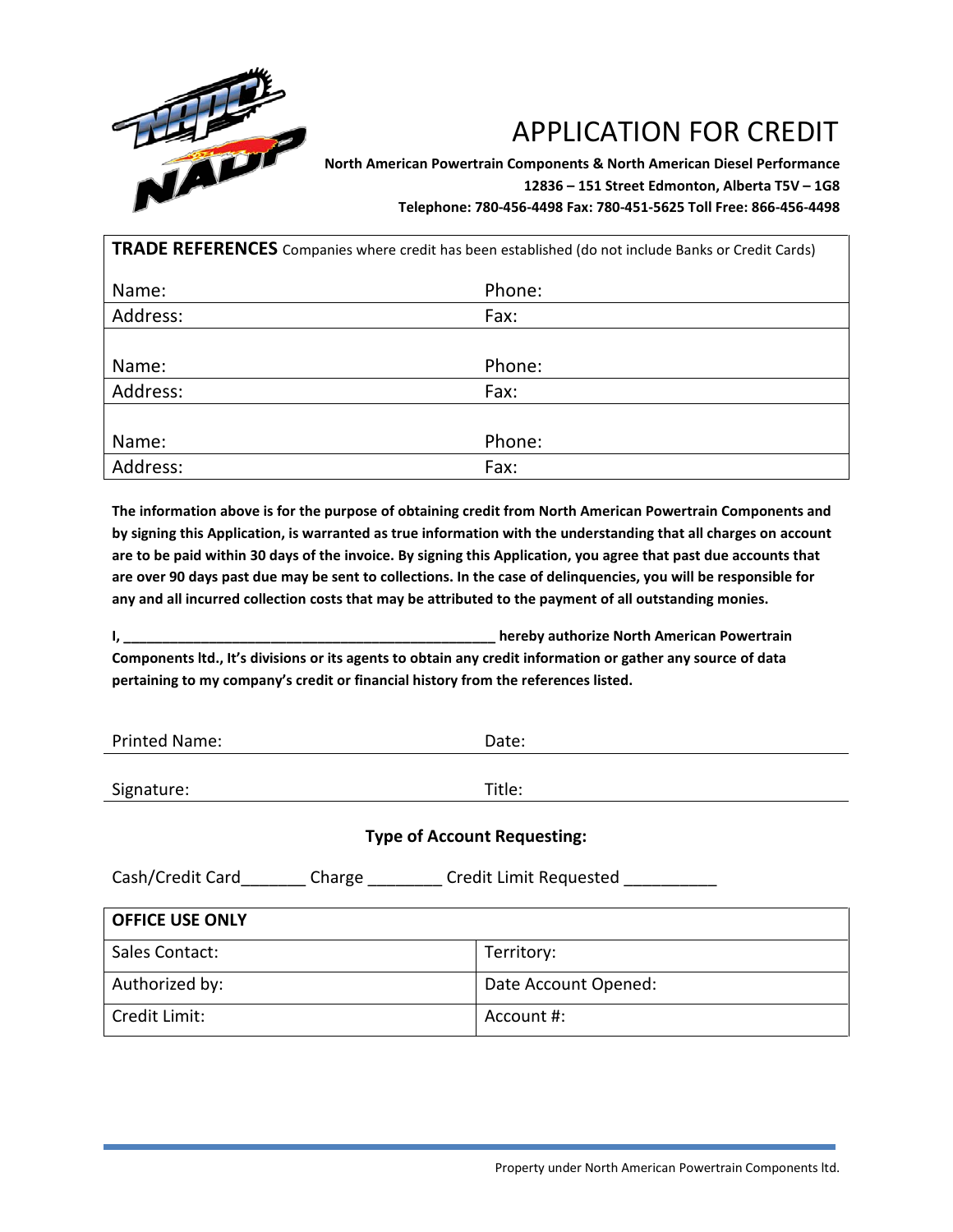# APPLICATION FOR CREDIT

**North American Powertrain Components & North American Diesel Performance**
**12836 – 151 Street Edmonton, Alberta T5V – 1G8**
**Telephone: 780-456-4498 Fax: 780-451-5625 Toll Free: 866-456-4498**

**TRADE REFERENCES** Companies where credit has been established (do not include Banks or Credit Cards)

| | |
|---|---|
| Name: | Phone: |
| Address: | Fax: |
| | |
| Name: | Phone: |
| Address: | Fax: |
| | |
| Name: | Phone: |
| Address: | Fax: |

**The information above is for the purpose of obtaining credit from North American Powertrain Components and by signing this Application, is warranted as true information with the understanding that all charges on account are to be paid within 30 days of the invoice. By signing this Application, you agree that past due accounts that are over 90 days past due may be sent to collections. In the case of delinquencies, you will be responsible for any and all incurred collection costs that may be attributed to the payment of all outstanding monies.**

**I, ______________________________________________ hereby authorize North American Powertrain Components ltd., It's divisions or its agents to obtain any credit information or gather any source of data pertaining to my company's credit or financial history from the references listed.**

| | |
|---|---|
| Printed Name: | Date: |
| Signature: | Title: |

**Type of Account Requesting:**

Cash/Credit Card_______ Charge ________ Credit Limit Requested __________

| OFFICE USE ONLY | |
|---|---|
| Sales Contact: | Territory: |
| Authorized by: | Date Account Opened: |
| Credit Limit: | Account #: |

Property under North American Powertrain Components ltd.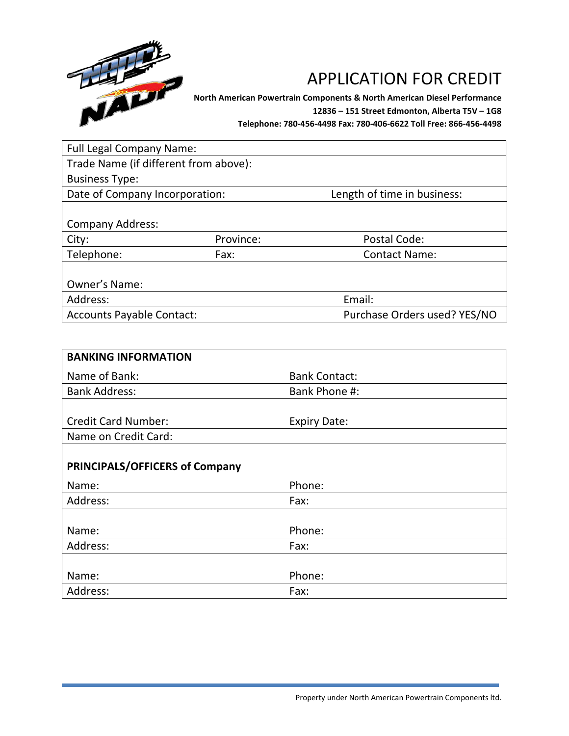# APPLICATION FOR CREDIT

**North American Powertrain Components & North American Diesel Performance**
**12836 – 151 Street Edmonton, Alberta T5V – 1G8**
**Telephone: 780-456-4498 Fax: 780-406-6622 Toll Free: 866-456-4498**

| | | |
|---|---|---|
| Full Legal Company Name: | | |
| Trade Name (if different from above): | | |
| Business Type: | | |
| Date of Company Incorporation: | | Length of time in business: |
| Company Address: | | |
| City: | Province: | Postal Code: |
| Telephone: | Fax: | Contact Name: |
| Owner's Name: | | |
| Address: | | Email: |
| Accounts Payable Contact: | | Purchase Orders used? YES/NO |

| | |
|---|---|
| **BANKING INFORMATION** | |
| Name of Bank: | Bank Contact: |
| Bank Address: | Bank Phone #: |
| Credit Card Number: | Expiry Date: |
| Name on Credit Card: | |
| **PRINCIPALS/OFFICERS of Company** | |
| Name: | Phone: |
| Address: | Fax: |
| Name: | Phone: |
| Address: | Fax: |
| Name: | Phone: |
| Address: | Fax: |

Property under North American Powertrain Components ltd.